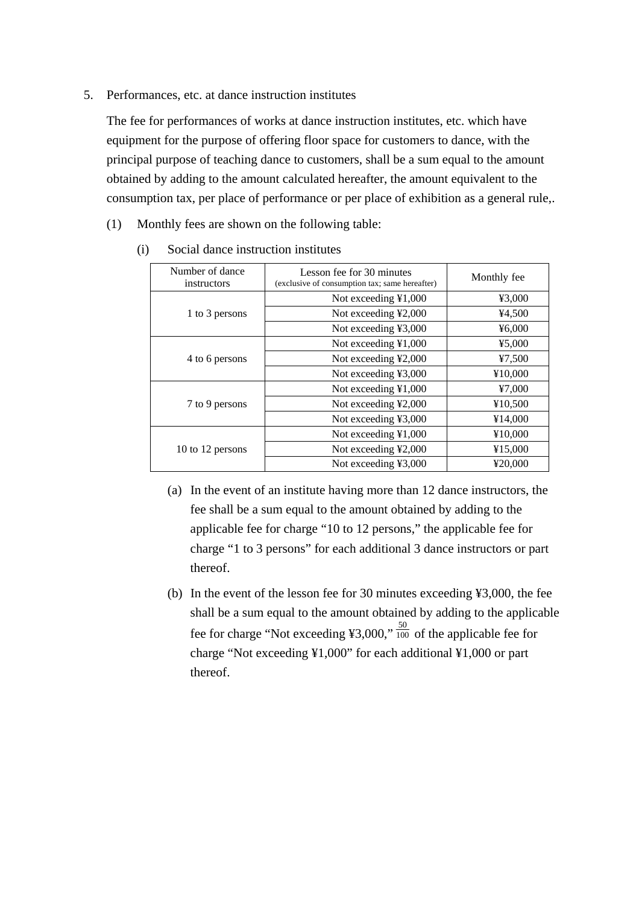5. Performances, etc. at dance instruction institutes

The fee for performances of works at dance instruction institutes, etc. which have equipment for the purpose of offering floor space for customers to dance, with the principal purpose of teaching dance to customers, shall be a sum equal to the amount obtained by adding to the amount calculated hereafter, the amount equivalent to the consumption tax, per place of performance or per place of exhibition as a general rule,.

(1) Monthly fees are shown on the following table:

(i) Social dance instruction institutes

| Number of dance instructors | Lesson fee for 30 minutes (exclusive of consumption tax; same hereafter) | Monthly fee |
|---|---|---|
| 1 to 3 persons | Not exceeding ¥1,000 | ¥3,000 |
| | Not exceeding ¥2,000 | ¥4,500 |
| | Not exceeding ¥3,000 | ¥6,000 |
| 4 to 6 persons | Not exceeding ¥1,000 | ¥5,000 |
| | Not exceeding ¥2,000 | ¥7,500 |
| | Not exceeding ¥3,000 | ¥10,000 |
| 7 to 9 persons | Not exceeding ¥1,000 | ¥7,000 |
| | Not exceeding ¥2,000 | ¥10,500 |
| | Not exceeding ¥3,000 | ¥14,000 |
| 10 to 12 persons | Not exceeding ¥1,000 | ¥10,000 |
| | Not exceeding ¥2,000 | ¥15,000 |
| | Not exceeding ¥3,000 | ¥20,000 |

(a) In the event of an institute having more than 12 dance instructors, the fee shall be a sum equal to the amount obtained by adding to the applicable fee for charge "10 to 12 persons," the applicable fee for charge "1 to 3 persons" for each additional 3 dance instructors or part thereof.

(b) In the event of the lesson fee for 30 minutes exceeding ¥3,000, the fee shall be a sum equal to the amount obtained by adding to the applicable fee for charge "Not exceeding ¥3,000," $\frac{50}{100}$ of the applicable fee for charge "Not exceeding ¥1,000" for each additional ¥1,000 or part thereof.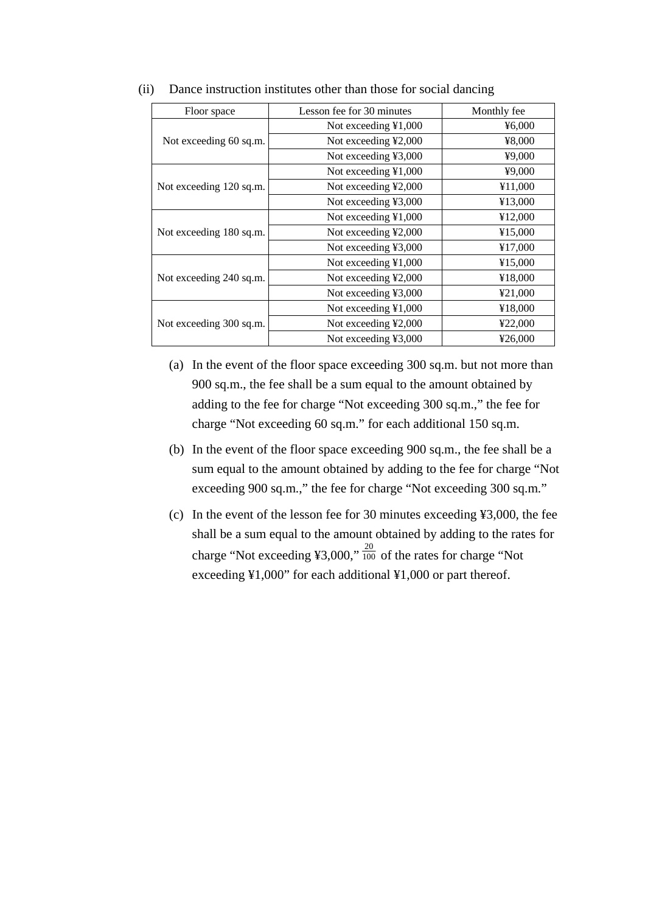(ii) Dance instruction institutes other than those for social dancing

| Floor space | Lesson fee for 30 minutes | Monthly fee |
|---|---|---|
| Not exceeding 60 sq.m. | Not exceeding ¥1,000 | ¥6,000 |
| | Not exceeding ¥2,000 | ¥8,000 |
| | Not exceeding ¥3,000 | ¥9,000 |
| Not exceeding 120 sq.m. | Not exceeding ¥1,000 | ¥9,000 |
| | Not exceeding ¥2,000 | ¥11,000 |
| | Not exceeding ¥3,000 | ¥13,000 |
| Not exceeding 180 sq.m. | Not exceeding ¥1,000 | ¥12,000 |
| | Not exceeding ¥2,000 | ¥15,000 |
| | Not exceeding ¥3,000 | ¥17,000 |
| Not exceeding 240 sq.m. | Not exceeding ¥1,000 | ¥15,000 |
| | Not exceeding ¥2,000 | ¥18,000 |
| | Not exceeding ¥3,000 | ¥21,000 |
| Not exceeding 300 sq.m. | Not exceeding ¥1,000 | ¥18,000 |
| | Not exceeding ¥2,000 | ¥22,000 |
| | Not exceeding ¥3,000 | ¥26,000 |

(a) In the event of the floor space exceeding 300 sq.m. but not more than 900 sq.m., the fee shall be a sum equal to the amount obtained by adding to the fee for charge "Not exceeding 300 sq.m.," the fee for charge "Not exceeding 60 sq.m." for each additional 150 sq.m.

(b) In the event of the floor space exceeding 900 sq.m., the fee shall be a sum equal to the amount obtained by adding to the fee for charge "Not exceeding 900 sq.m.," the fee for charge "Not exceeding 300 sq.m."

(c) In the event of the lesson fee for 30 minutes exceeding ¥3,000, the fee shall be a sum equal to the amount obtained by adding to the rates for charge "Not exceeding ¥3,000," $\frac{20}{100}$ of the rates for charge "Not exceeding ¥1,000" for each additional ¥1,000 or part thereof.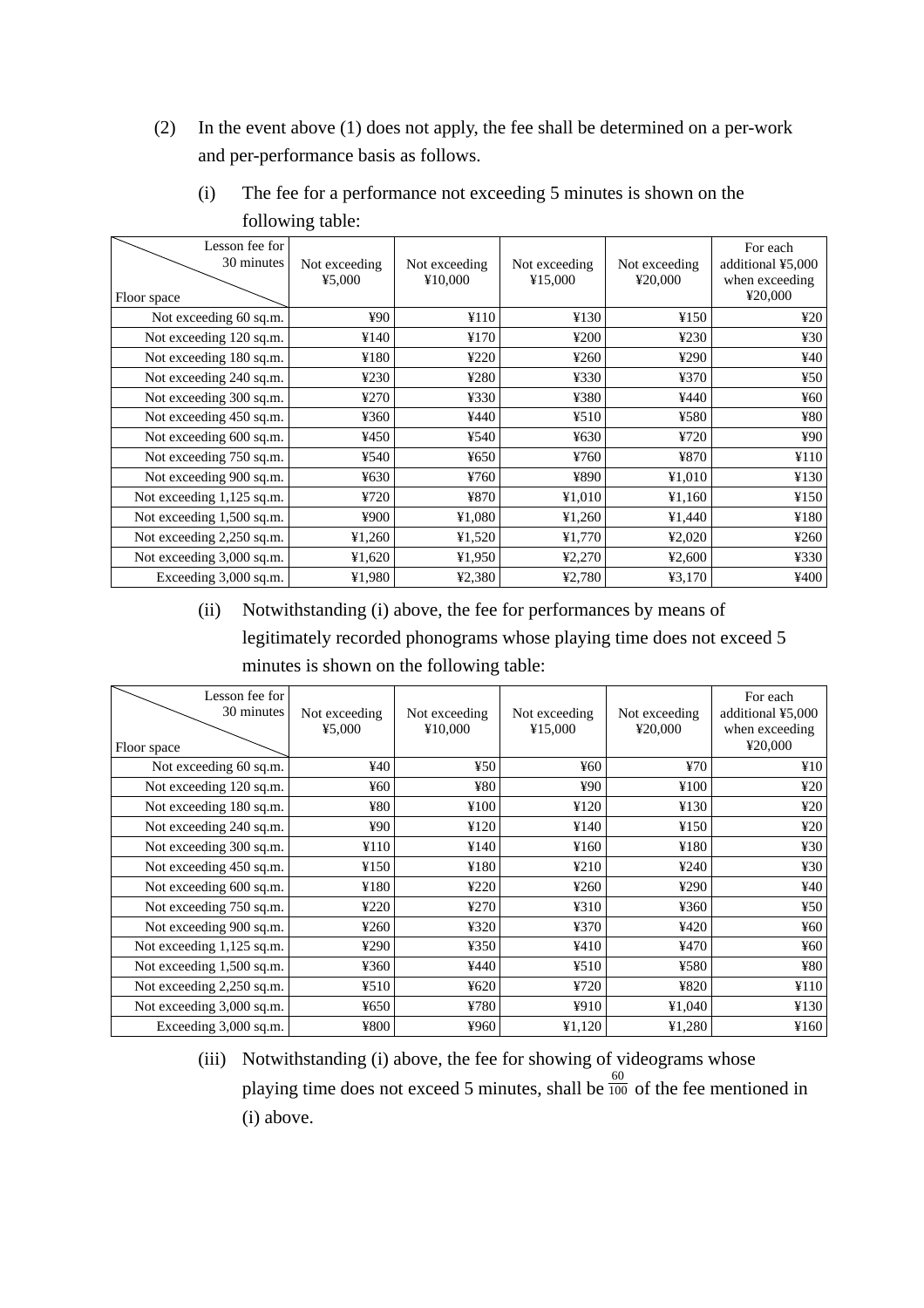(2) In the event above (1) does not apply, the fee shall be determined on a per-work and per-performance basis as follows.

(i) The fee for a performance not exceeding 5 minutes is shown on the following table:

| Floor space \ Lesson fee for 30 minutes | Not exceeding ¥5,000 | Not exceeding ¥10,000 | Not exceeding ¥15,000 | Not exceeding ¥20,000 | For each additional ¥5,000 when exceeding ¥20,000 |
|---|---|---|---|---|---|
| Not exceeding 60 sq.m. | ¥90 | ¥110 | ¥130 | ¥150 | ¥20 |
| Not exceeding 120 sq.m. | ¥140 | ¥170 | ¥200 | ¥230 | ¥30 |
| Not exceeding 180 sq.m. | ¥180 | ¥220 | ¥260 | ¥290 | ¥40 |
| Not exceeding 240 sq.m. | ¥230 | ¥280 | ¥330 | ¥370 | ¥50 |
| Not exceeding 300 sq.m. | ¥270 | ¥330 | ¥380 | ¥440 | ¥60 |
| Not exceeding 450 sq.m. | ¥360 | ¥440 | ¥510 | ¥580 | ¥80 |
| Not exceeding 600 sq.m. | ¥450 | ¥540 | ¥630 | ¥720 | ¥90 |
| Not exceeding 750 sq.m. | ¥540 | ¥650 | ¥760 | ¥870 | ¥110 |
| Not exceeding 900 sq.m. | ¥630 | ¥760 | ¥890 | ¥1,010 | ¥130 |
| Not exceeding 1,125 sq.m. | ¥720 | ¥870 | ¥1,010 | ¥1,160 | ¥150 |
| Not exceeding 1,500 sq.m. | ¥900 | ¥1,080 | ¥1,260 | ¥1,440 | ¥180 |
| Not exceeding 2,250 sq.m. | ¥1,260 | ¥1,520 | ¥1,770 | ¥2,020 | ¥260 |
| Not exceeding 3,000 sq.m. | ¥1,620 | ¥1,950 | ¥2,270 | ¥2,600 | ¥330 |
| Exceeding 3,000 sq.m. | ¥1,980 | ¥2,380 | ¥2,780 | ¥3,170 | ¥400 |

(ii) Notwithstanding (i) above, the fee for performances by means of legitimately recorded phonograms whose playing time does not exceed 5 minutes is shown on the following table:

| Floor space \ Lesson fee for 30 minutes | Not exceeding ¥5,000 | Not exceeding ¥10,000 | Not exceeding ¥15,000 | Not exceeding ¥20,000 | For each additional ¥5,000 when exceeding ¥20,000 |
|---|---|---|---|---|---|
| Not exceeding 60 sq.m. | ¥40 | ¥50 | ¥60 | ¥70 | ¥10 |
| Not exceeding 120 sq.m. | ¥60 | ¥80 | ¥90 | ¥100 | ¥20 |
| Not exceeding 180 sq.m. | ¥80 | ¥100 | ¥120 | ¥130 | ¥20 |
| Not exceeding 240 sq.m. | ¥90 | ¥120 | ¥140 | ¥150 | ¥20 |
| Not exceeding 300 sq.m. | ¥110 | ¥140 | ¥160 | ¥180 | ¥30 |
| Not exceeding 450 sq.m. | ¥150 | ¥180 | ¥210 | ¥240 | ¥30 |
| Not exceeding 600 sq.m. | ¥180 | ¥220 | ¥260 | ¥290 | ¥40 |
| Not exceeding 750 sq.m. | ¥220 | ¥270 | ¥310 | ¥360 | ¥50 |
| Not exceeding 900 sq.m. | ¥260 | ¥320 | ¥370 | ¥420 | ¥60 |
| Not exceeding 1,125 sq.m. | ¥290 | ¥350 | ¥410 | ¥470 | ¥60 |
| Not exceeding 1,500 sq.m. | ¥360 | ¥440 | ¥510 | ¥580 | ¥80 |
| Not exceeding 2,250 sq.m. | ¥510 | ¥620 | ¥720 | ¥820 | ¥110 |
| Not exceeding 3,000 sq.m. | ¥650 | ¥780 | ¥910 | ¥1,040 | ¥130 |
| Exceeding 3,000 sq.m. | ¥800 | ¥960 | ¥1,120 | ¥1,280 | ¥160 |

(iii) Notwithstanding (i) above, the fee for showing of videograms whose playing time does not exceed 5 minutes, shall be $\frac{60}{100}$ of the fee mentioned in (i) above.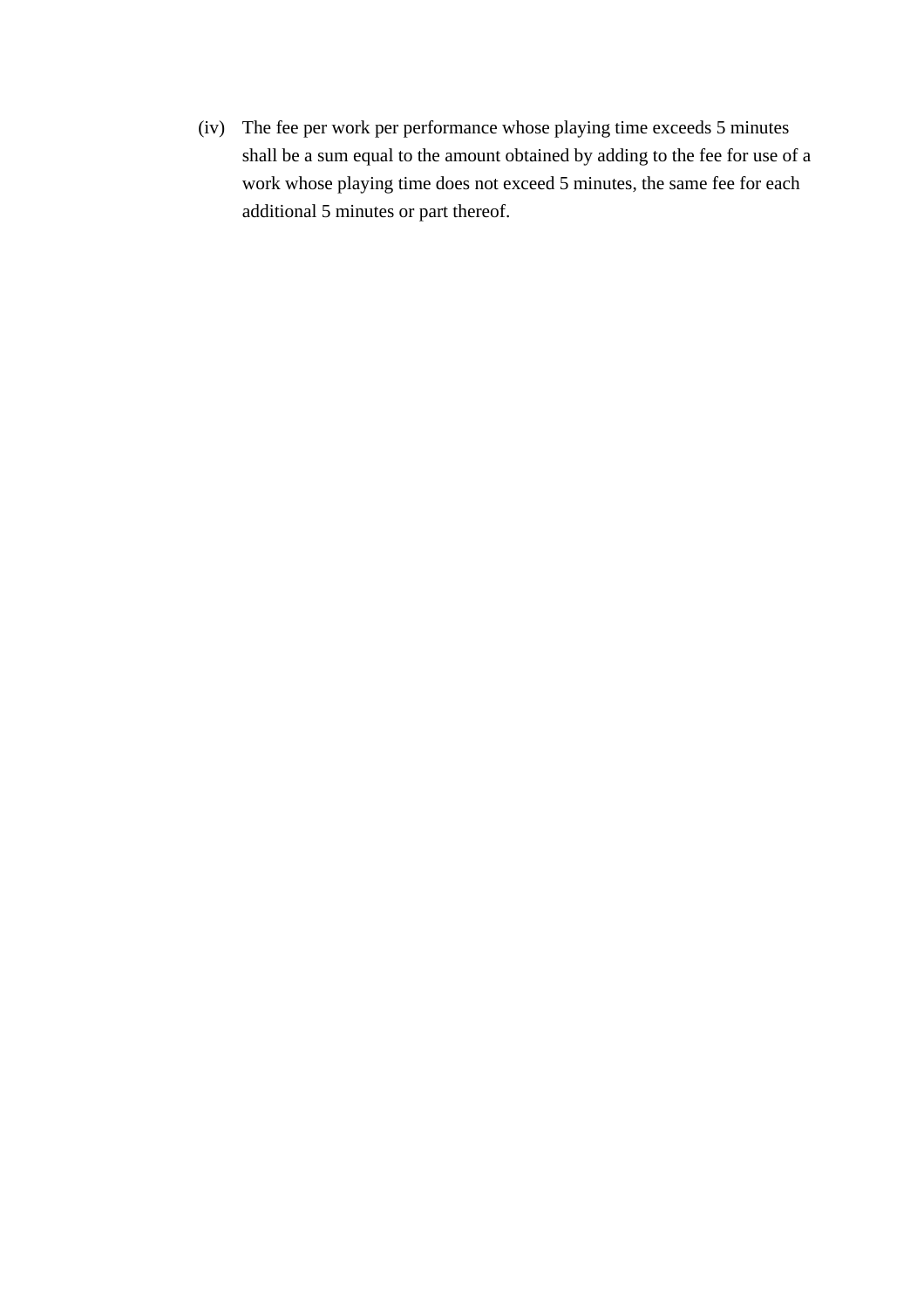(iv) The fee per work per performance whose playing time exceeds 5 minutes shall be a sum equal to the amount obtained by adding to the fee for use of a work whose playing time does not exceed 5 minutes, the same fee for each additional 5 minutes or part thereof.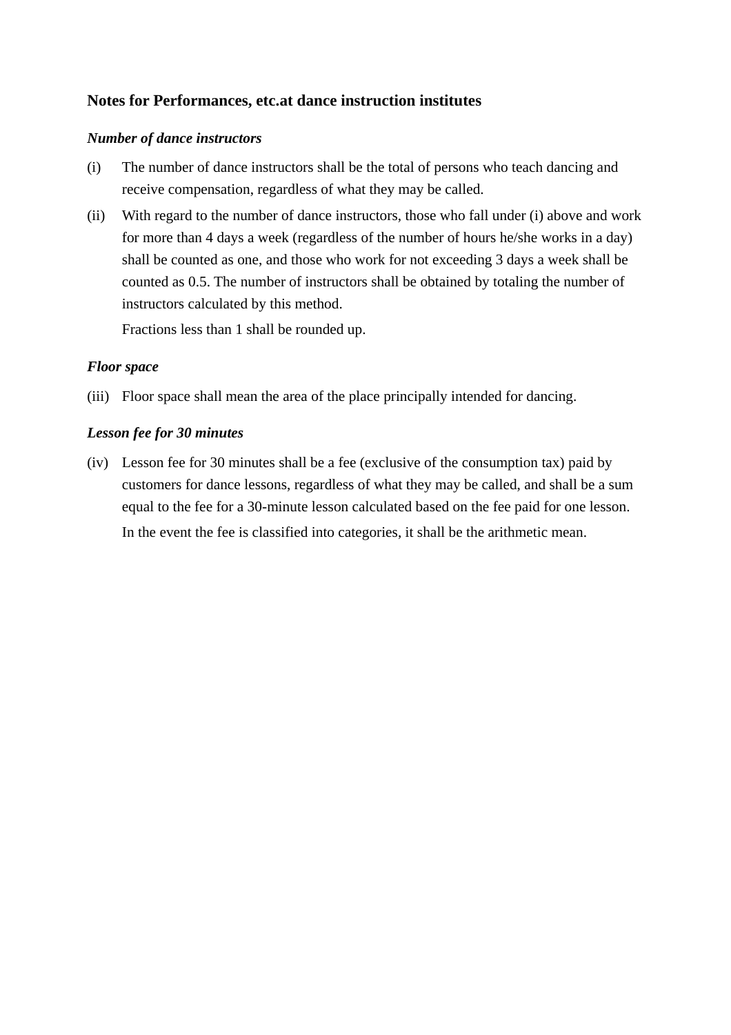## Notes for Performances, etc.at dance instruction institutes

***Number of dance instructors***

(i) The number of dance instructors shall be the total of persons who teach dancing and receive compensation, regardless of what they may be called.

(ii) With regard to the number of dance instructors, those who fall under (i) above and work for more than 4 days a week (regardless of the number of hours he/she works in a day) shall be counted as one, and those who work for not exceeding 3 days a week shall be counted as 0.5. The number of instructors shall be obtained by totaling the number of instructors calculated by this method.

Fractions less than 1 shall be rounded up.

***Floor space***

(iii) Floor space shall mean the area of the place principally intended for dancing.

***Lesson fee for 30 minutes***

(iv) Lesson fee for 30 minutes shall be a fee (exclusive of the consumption tax) paid by customers for dance lessons, regardless of what they may be called, and shall be a sum equal to the fee for a 30-minute lesson calculated based on the fee paid for one lesson.

In the event the fee is classified into categories, it shall be the arithmetic mean.